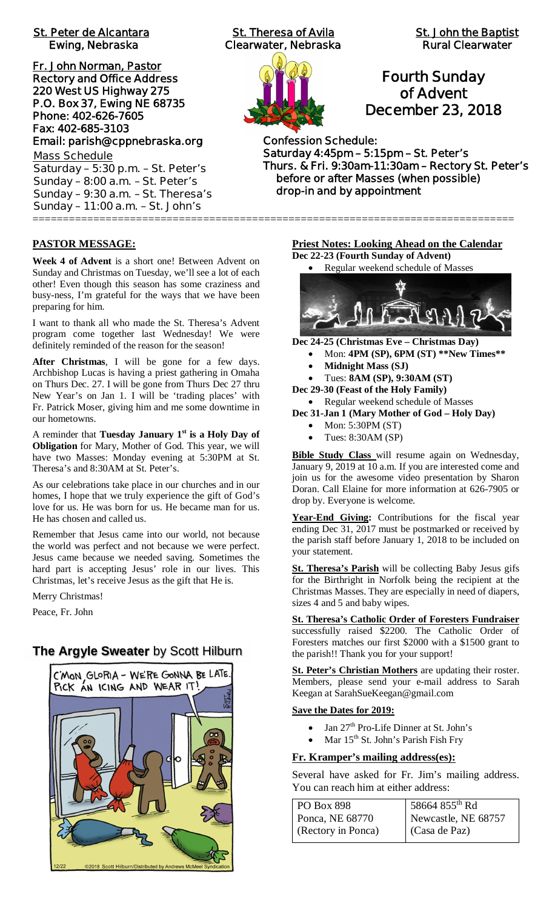**St. Peter de Alcantara**
Ewing, Nebraska

**St. Theresa of Avila**
Clearwater, Nebraska

**St. John the Baptist**
Rural Clearwater

**Fr. John Norman, Pastor**
Rectory and Office Address
220 West US Highway 275
P.O. Box 37, Ewing NE 68735
Phone: 402-626-7605
Fax: 402-685-3103
Email: parish@cppnebraska.org

Mass Schedule
Saturday – 5:30 p.m. – St. Peter's
Sunday – 8:00 a.m. – St. Peter's
Sunday – 9:30 a.m. – St. Theresa's
Sunday – 11:00 a.m. – St. John's

# Fourth Sunday of Advent
## December 23, 2018

**Confession Schedule:**
Saturday 4:45pm – 5:15pm – St. Peter's
Thurs. & Fri. 9:30am-11:30am – Rectory St. Peter's
before or after Masses (when possible)
drop-in and by appointment

---

## PASTOR MESSAGE:

**Week 4 of Advent** is a short one! Between Advent on Sunday and Christmas on Tuesday, we'll see a lot of each other! Even though this season has some craziness and busy-ness, I'm grateful for the ways that we have been preparing for him.

I want to thank all who made the St. Theresa's Advent program come together last Wednesday! We were definitely reminded of the reason for the season!

**After Christmas**, I will be gone for a few days. Archbishop Lucas is having a priest gathering in Omaha on Thurs Dec. 27. I will be gone from Thurs Dec 27 thru New Year's on Jan 1. I will be 'trading places' with Fr. Patrick Moser, giving him and me some downtime in our hometowns.

A reminder that **Tuesday January 1st is a Holy Day of Obligation** for Mary, Mother of God. This year, we will have two Masses: Monday evening at 5:30PM at St. Theresa's and 8:30AM at St. Peter's.

As our celebrations take place in our churches and in our homes, I hope that we truly experience the gift of God's love for us. He was born for us. He became man for us. He has chosen and called us.

Remember that Jesus came into our world, not because the world was perfect and not because we were perfect. Jesus came because we needed saving. Sometimes the hard part is accepting Jesus' role in our lives. This Christmas, let's receive Jesus as the gift that He is.

Merry Christmas!

Peace, Fr. John

## The Argyle Sweater by Scott Hilburn

## Priest Notes: Looking Ahead on the Calendar

**Dec 22-23 (Fourth Sunday of Advent)**
- Regular weekend schedule of Masses

**Dec 24-25 (Christmas Eve – Christmas Day)**
- Mon: **4PM (SP), 6PM (ST) \*\*New Times\*\***
- **Midnight Mass (SJ)**
- Tues: **8AM (SP), 9:30AM (ST)**

**Dec 29-30 (Feast of the Holy Family)**
- Regular weekend schedule of Masses

**Dec 31-Jan 1 (Mary Mother of God – Holy Day)**
- Mon: 5:30PM (ST)
- Tues: 8:30AM (SP)

**Bible Study Class** will resume again on Wednesday, January 9, 2019 at 10 a.m. If you are interested come and join us for the awesome video presentation by Sharon Doran. Call Elaine for more information at 626-7905 or drop by. Everyone is welcome.

**Year-End Giving:** Contributions for the fiscal year ending Dec 31, 2017 must be postmarked or received by the parish staff before January 1, 2018 to be included on your statement.

**St. Theresa's Parish** will be collecting Baby Jesus gifs for the Birthright in Norfolk being the recipient at the Christmas Masses. They are especially in need of diapers, sizes 4 and 5 and baby wipes.

**St. Theresa's Catholic Order of Foresters Fundraiser** successfully raised \$2200. The Catholic Order of Foresters matches our first \$2000 with a \$1500 grant to the parish!! Thank you for your support!

**St. Peter's Christian Mothers** are updating their roster. Members, please send your e-mail address to Sarah Keegan at SarahSueKeegan@gmail.com

### Save the Dates for 2019:

- Jan 27th Pro-Life Dinner at St. John's
- Mar 15th St. John's Parish Fish Fry

### Fr. Kramper's mailing address(es):

Several have asked for Fr. Jim's mailing address. You can reach him at either address:

| PO Box 898<br>Ponca, NE 68770<br>(Rectory in Ponca) | 58664 855th Rd<br>Newcastle, NE 68757<br>(Casa de Paz) |
|---|---|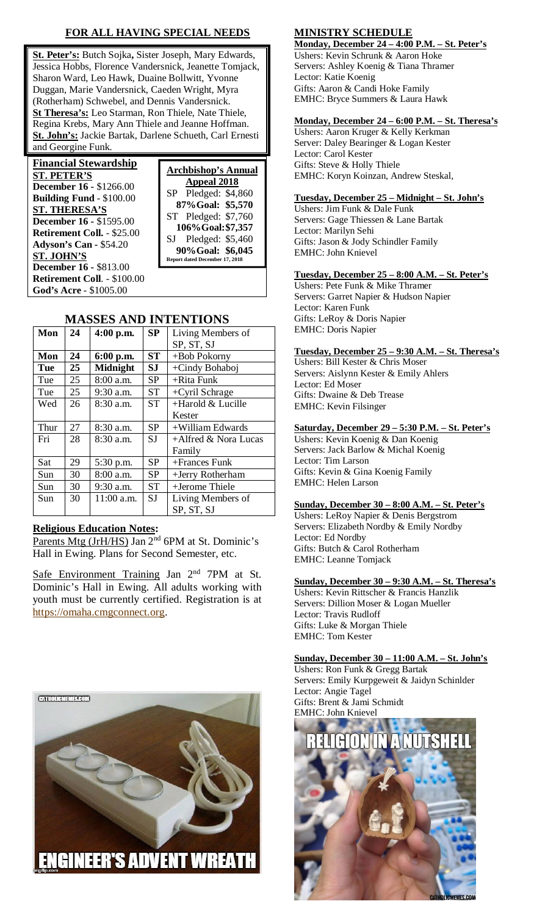## FOR ALL HAVING SPECIAL NEEDS

**St. Peter's:** Butch Sojka**,** Sister Joseph, Mary Edwards, Jessica Hobbs, Florence Vandersnick, Jeanette Tomjack, Sharon Ward, Leo Hawk, Duaine Bollwitt, Yvonne Duggan, Marie Vandersnick, Caeden Wright, Myra (Rotherham) Schwebel, and Dennis Vandersnick.
**St Theresa's:** Leo Starman, Ron Thiele, Nate Thiele, Regina Krebs, Mary Ann Thiele and Jeanne Hoffman.
**St. John's:** Jackie Bartak, Darlene Schueth, Carl Ernesti and Georgine Funk.

**Financial Stewardship**

**ST. PETER'S**
**December 16 -** $1266.00
**Building Fund -** $100.00

**ST. THERESA'S**
**December 16 -** $1595.00
**Retirement Coll. -** $25.00
**Adyson's Can -** $54.20

**ST. JOHN'S**
**December 16 -** $813.00
**Retirement Coll**. - $100.00
**God's Acre -** $1005.00

**Archbishop's Annual Appeal 2018**

SP Pledged: $4,860
**87%Goal: $5,570**
ST Pledged: $7,760
**106%Goal:$7,357**
SJ Pledged: $5,460
**90%Goal: $6,045**
**Report dated December 17, 2018**

## MASSES AND INTENTIONS

| Mon | 24 | 4:00 p.m. | SP | Living Members of SP, ST, SJ |
|---|---|---|---|---|
| **Mon** | **24** | **6:00 p.m.** | **ST** | +Bob Pokorny |
| **Tue** | **25** | **Midnight** | **SJ** | +Cindy Bohaboj |
| Tue | 25 | 8:00 a.m. | SP | +Rita Funk |
| Tue | 25 | 9:30 a.m. | ST | +Cyril Schrage |
| Wed | 26 | 8:30 a.m. | ST | +Harold & Lucille Kester |
| Thur | 27 | 8:30 a.m. | SP | +William Edwards |
| Fri | 28 | 8:30 a.m. | SJ | +Alfred & Nora Lucas Family |
| Sat | 29 | 5:30 p.m. | SP | +Frances Funk |
| Sun | 30 | 8:00 a.m. | SP | +Jerry Rotherham |
| Sun | 30 | 9:30 a.m. | ST | +Jerome Thiele |
| Sun | 30 | 11:00 a.m. | SJ | Living Members of SP, ST, SJ |

**Religious Education Notes:**

Parents Mtg (JrH/HS) Jan 2nd 6PM at St. Dominic's Hall in Ewing. Plans for Second Semester, etc.

Safe Environment Training Jan 2nd 7PM at St. Dominic's Hall in Ewing. All adults working with youth must be currently certified. Registration is at https://omaha.cmgconnect.org.

## MINISTRY SCHEDULE

**Monday, December 24 – 4:00 P.M. – St. Peter's**
Ushers: Kevin Schrunk & Aaron Hoke
Servers: Ashley Koenig & Tiana Thramer
Lector: Katie Koenig
Gifts: Aaron & Candi Hoke Family
EMHC: Bryce Summers & Laura Hawk

**Monday, December 24 – 6:00 P.M. – St. Theresa's**
Ushers: Aaron Kruger & Kelly Kerkman
Server: Daley Bearinger & Logan Kester
Lector: Carol Kester
Gifts: Steve & Holly Thiele
EMHC: Koryn Koinzan, Andrew Steskal,

**Tuesday, December 25 – Midnight – St. John's**
Ushers: Jim Funk & Dale Funk
Servers: Gage Thiessen & Lane Bartak
Lector: Marilyn Sehi
Gifts: Jason & Jody Schindler Family
EMHC: John Knievel

**Tuesday, December 25 – 8:00 A.M. – St. Peter's**
Ushers: Pete Funk & Mike Thramer
Servers: Garret Napier & Hudson Napier
Lector: Karen Funk
Gifts: LeRoy & Doris Napier
EMHC: Doris Napier

**Tuesday, December 25 – 9:30 A.M. – St. Theresa's**
Ushers: Bill Kester & Chris Moser
Servers: Aislynn Kester & Emily Ahlers
Lector: Ed Moser
Gifts: Dwaine & Deb Trease
EMHC: Kevin Filsinger

**Saturday, December 29 – 5:30 P.M. – St. Peter's**
Ushers: Kevin Koenig & Dan Koenig
Servers: Jack Barlow & Michal Koenig
Lector: Tim Larson
Gifts: Kevin & Gina Koenig Family
EMHC: Helen Larson

**Sunday, December 30 – 8:00 A.M. – St. Peter's**
Ushers: LeRoy Napier & Denis Bergstrom
Servers: Elizabeth Nordby & Emily Nordby
Lector: Ed Nordby
Gifts: Butch & Carol Rotherham
EMHC: Leanne Tomjack

**Sunday, December 30 – 9:30 A.M. – St. Theresa's**
Ushers: Kevin Rittscher & Francis Hanzlik
Servers: Dillion Moser & Logan Mueller
Lector: Travis Rudloff
Gifts: Luke & Morgan Thiele
EMHC: Tom Kester

**Sunday, December 30 – 11:00 A.M. – St. John's**
Ushers: Ron Funk & Gregg Bartak
Servers: Emily Kurpgeweit & Jaidyn Schinlder
Lector: Angie Tagel
Gifts: Brent & Jami Schmidt
EMHC: John Knievel